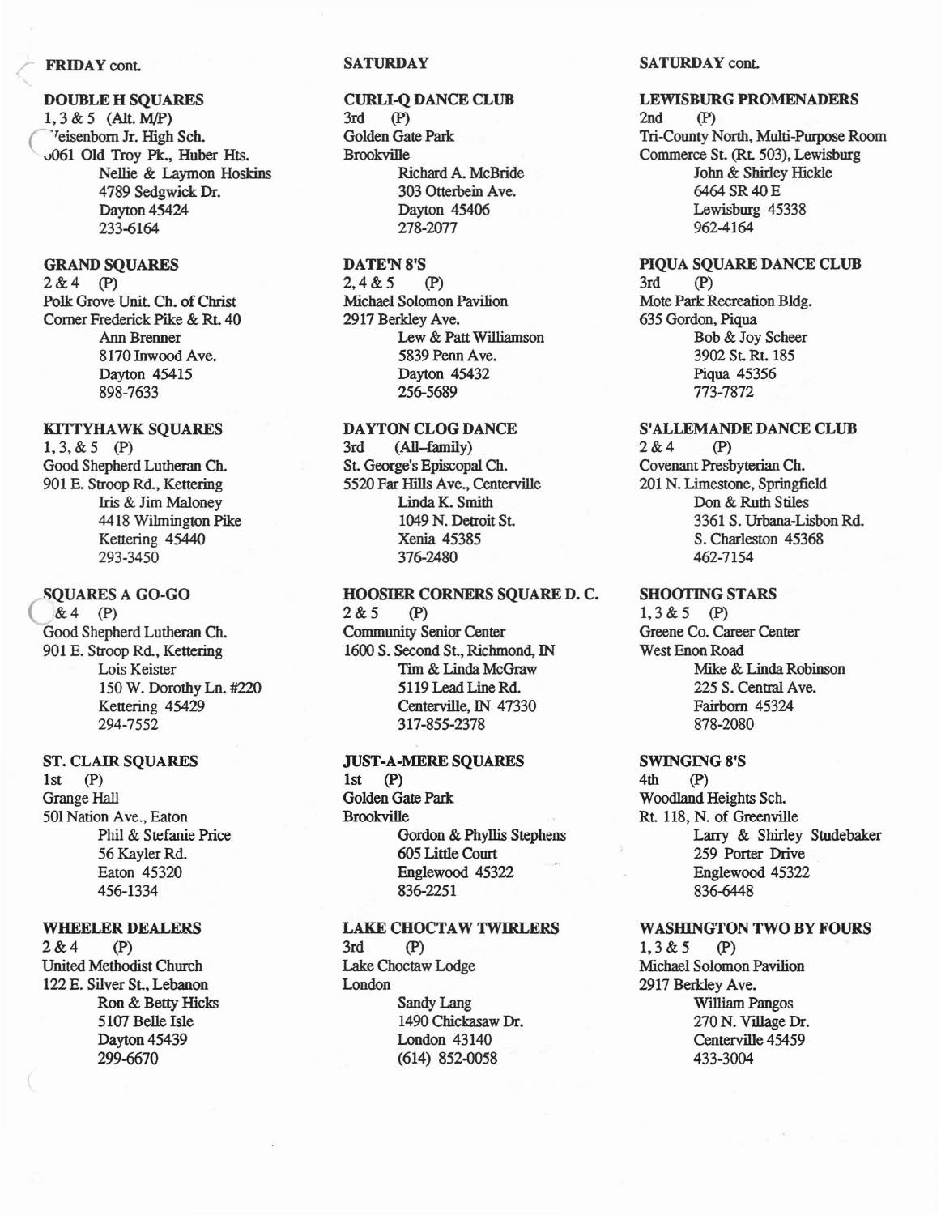**FRIDAY cont.**

**DOUBLE H SQUARES**
1, 3 & 5 (Alt. M/P)
Weisenborn Jr. High Sch.
6061 Old Troy Pk., Huber Hts.
Nellie & Laymon Hoskins
4789 Sedgwick Dr.
Dayton 45424
233-6164

**GRAND SQUARES**
2 & 4 (P)
Polk Grove Unit. Ch. of Christ
Corner Frederick Pike & Rt. 40
Ann Brenner
8170 Inwood Ave.
Dayton 45415
898-7633

**KITTYHAWK SQUARES**
1, 3, & 5 (P)
Good Shepherd Lutheran Ch.
901 E. Stroop Rd., Kettering
Iris & Jim Maloney
4418 Wilmington Pike
Kettering 45440
293-3450

**SQUARES A GO-GO**
2 & 4 (P)
Good Shepherd Lutheran Ch.
901 E. Stroop Rd., Kettering
Lois Keister
150 W. Dorothy Ln. #220
Kettering 45429
294-7552

**ST. CLAIR SQUARES**
1st (P)
Grange Hall
501 Nation Ave., Eaton
Phil & Stefanie Price
56 Kayler Rd.
Eaton 45320
456-1334

**WHEELER DEALERS**
2 & 4 (P)
United Methodist Church
122 E. Silver St., Lebanon
Ron & Betty Hicks
5107 Belle Isle
Dayton 45439
299-6670

**SATURDAY**

**CURLI-Q DANCE CLUB**
3rd (P)
Golden Gate Park
Brookville
Richard A. McBride
303 Otterbein Ave.
Dayton 45406
278-2077

**DATE'N 8'S**
2, 4 & 5 (P)
Michael Solomon Pavilion
2917 Berkley Ave.
Lew & Patt Williamson
5839 Penn Ave.
Dayton 45432
256-5689

**DAYTON CLOG DANCE**
3rd (All–family)
St. George's Episcopal Ch.
5520 Far Hills Ave., Centerville
Linda K. Smith
1049 N. Detroit St.
Xenia 45385
376-2480

**HOOSIER CORNERS SQUARE D. C.**
2 & 5 (P)
Community Senior Center
1600 S. Second St., Richmond, IN
Tim & Linda McGraw
5119 Lead Line Rd.
Centerville, IN 47330
317-855-2378

**JUST-A-MERE SQUARES**
1st (P)
Golden Gate Park
Brookville
Gordon & Phyllis Stephens
605 Little Court
Englewood 45322
836-2251

**LAKE CHOCTAW TWIRLERS**
3rd (P)
Lake Choctaw Lodge
London
Sandy Lang
1490 Chickasaw Dr.
London 43140
(614) 852-0058

**SATURDAY cont.**

**LEWISBURG PROMENADERS**
2nd (P)
Tri-County North, Multi-Purpose Room
Commerce St. (Rt. 503), Lewisburg
John & Shirley Hickle
6464 SR 40 E
Lewisburg 45338
962-4164

**PIQUA SQUARE DANCE CLUB**
3rd (P)
Mote Park Recreation Bldg.
635 Gordon, Piqua
Bob & Joy Scheer
3902 St. Rt. 185
Piqua 45356
773-7872

**S'ALLEMANDE DANCE CLUB**
2 & 4 (P)
Covenant Presbyterian Ch.
201 N. Limestone, Springfield
Don & Ruth Stiles
3361 S. Urbana-Lisbon Rd.
S. Charleston 45368
462-7154

**SHOOTING STARS**
1, 3 & 5 (P)
Greene Co. Career Center
West Enon Road
Mike & Linda Robinson
225 S. Central Ave.
Fairborn 45324
878-2080

**SWINGING 8'S**
4th (P)
Woodland Heights Sch.
Rt. 118, N. of Greenville
Larry & Shirley Studebaker
259 Porter Drive
Englewood 45322
836-6448

**WASHINGTON TWO BY FOURS**
1, 3 & 5 (P)
Michael Solomon Pavilion
2917 Berkley Ave.
William Pangos
270 N. Village Dr.
Centerville 45459
433-3004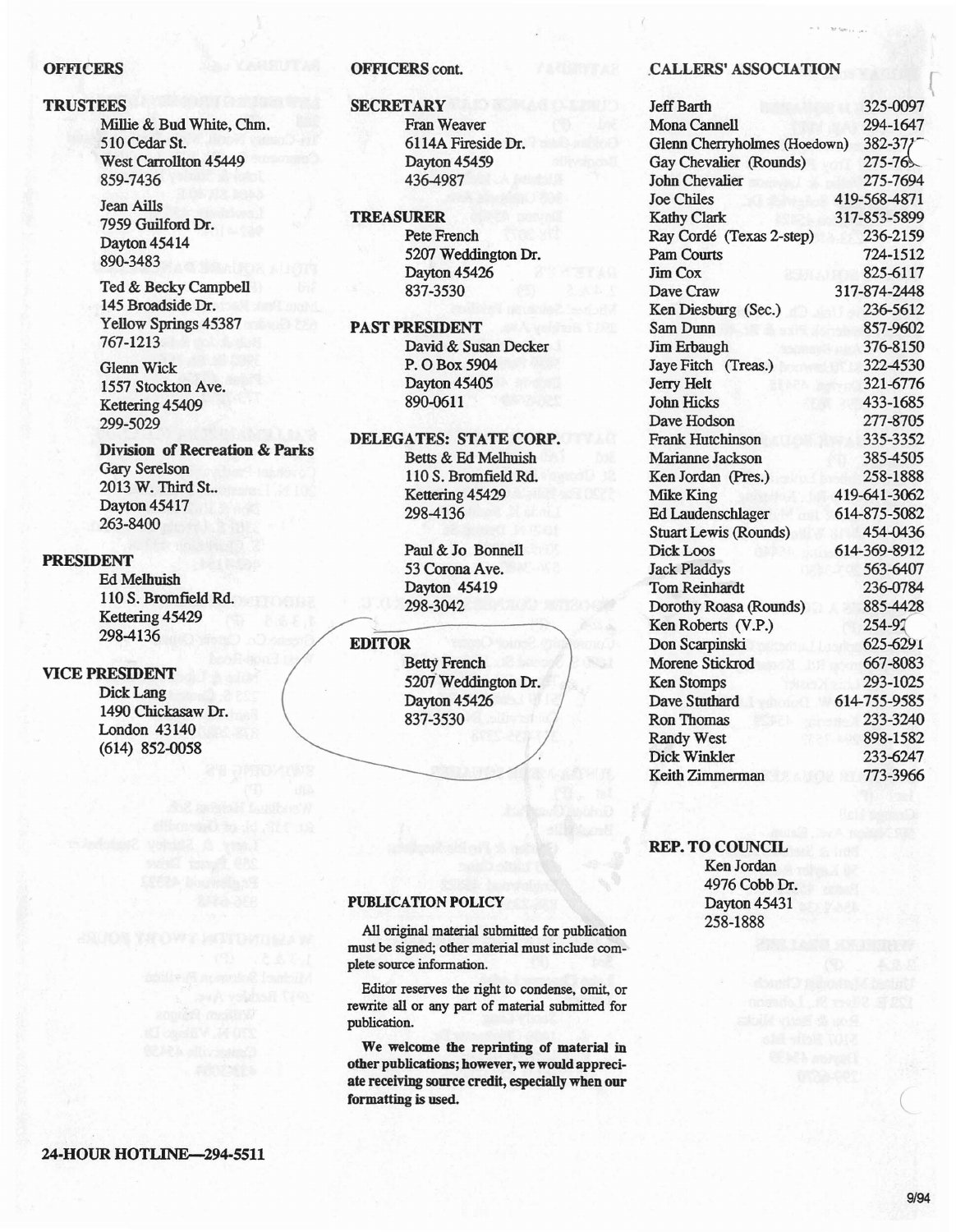## OFFICERS

### TRUSTEES

Millie & Bud White, Chm.
510 Cedar St.
West Carrollton 45449
859-7436

Jean Aills
7959 Guilford Dr.
Dayton 45414
890-3483

Ted & Becky Campbell
145 Broadside Dr.
Yellow Springs 45387
767-1213

Glenn Wick
1557 Stockton Ave.
Kettering 45409
299-5029

**Division of Recreation & Parks**
Gary Serelson
2013 W. Third St..
Dayton 45417
263-8400

### PRESIDENT

Ed Melhuish
110 S. Bromfield Rd.
Kettering 45429
298-4136

### VICE PRESIDENT

Dick Lang
1490 Chickasaw Dr.
London 43140
(614) 852-0058

## OFFICERS cont.

### SECRETARY

Fran Weaver
6114A Fireside Dr.
Dayton 45459
436-4987

### TREASURER

Pete French
5207 Weddington Dr.
Dayton 45426
837-3530

### PAST PRESIDENT

David & Susan Decker
P. O Box 5904
Dayton 45405
890-0611

### DELEGATES: STATE CORP.

Betts & Ed Melhuish
110 S. Bromfield Rd.
Kettering 45429
298-4136

Paul & Jo Bonnell
53 Corona Ave.
Dayton 45419
298-3042

### EDITOR

Betty French
5207 Weddington Dr.
Dayton 45426
837-3530

### PUBLICATION POLICY

All original material submitted for publication must be signed; other material must include complete source information.

Editor reserves the right to condense, omit, or rewrite all or any part of material submitted for publication.

**We welcome the reprinting of material in other publications; however, we would appreciate receiving source credit, especially when our formatting is used.**

## CALLERS' ASSOCIATION

| | |
|---|---|
| Jeff Barth | 325-0097 |
| Mona Cannell | 294-1647 |
| Glenn Cherryholmes (Hoedown) | 382-37__ |
| Gay Chevalier (Rounds) | 275-76__ |
| John Chevalier | 275-7694 |
| Joe Chiles | 419-568-4871 |
| Kathy Clark | 317-853-5899 |
| Ray Cordé (Texas 2-step) | 236-2159 |
| Pam Courts | 724-1512 |
| Jim Cox | 825-6117 |
| Dave Craw | 317-874-2448 |
| Ken Diesburg (Sec.) | 236-5612 |
| Sam Dunn | 857-9602 |
| Jim Erbaugh | 376-8150 |
| Jaye Fitch (Treas.) | 322-4530 |
| Jerry Helt | 321-6776 |
| John Hicks | 433-1685 |
| Dave Hodson | 277-8705 |
| Frank Hutchinson | 335-3352 |
| Marianne Jackson | 385-4505 |
| Ken Jordan (Pres.) | 258-1888 |
| Mike King | 419-641-3062 |
| Ed Laudenschlager | 614-875-5082 |
| Stuart Lewis (Rounds) | 454-0436 |
| Dick Loos | 614-369-8912 |
| Jack Pladdys | 563-6407 |
| Tom Reinhardt | 236-0784 |
| Dorothy Roasa (Rounds) | 885-4428 |
| Ken Roberts (V.P.) | 254-9_ |
| Don Scarpinski | 625-6291 |
| Morene Stickrod | 667-8083 |
| Ken Stomps | 293-1025 |
| Dave Stuthard | 614-755-9585 |
| Ron Thomas | 233-3240 |
| Randy West | 898-1582 |
| Dick Winkler | 233-6247 |
| Keith Zimmerman | 773-3966 |

### REP. TO COUNCIL

Ken Jordan
4976 Cobb Dr.
Dayton 45431
258-1888

**24-HOUR HOTLINE—294-5511**

9/94